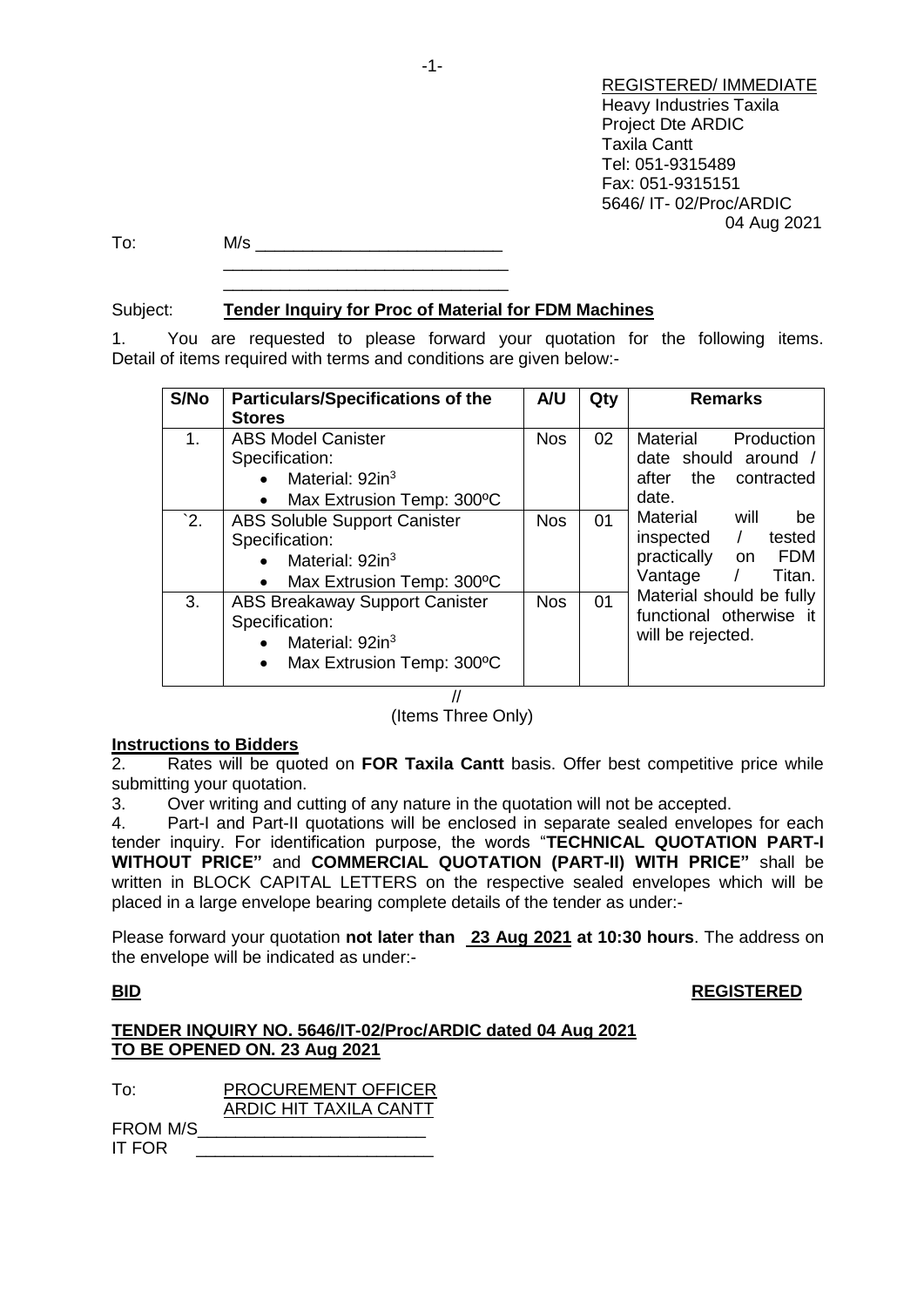REGISTERED/ IMMEDIATE
Heavy Industries Taxila
Project Dte ARDIC
Taxila Cantt
Tel: 051-9315489
Fax: 051-9315151
5646/ IT- 02/Proc/ARDIC
04 Aug 2021

To: M/s ___________________________
______________________________
______________________________

Subject: **Tender Inquiry for Proc of Material for FDM Machines**

1. You are requested to please forward your quotation for the following items. Detail of items required with terms and conditions are given below:-

| S/No | Particulars/Specifications of the Stores | A/U | Qty | Remarks |
|---|---|---|---|---|
| 1. | ABS Model Canister<br>Specification:<br>• Material: $92in^3$<br>• Max Extrusion Temp: 300ºC | Nos | 02 | Material Production date should around / after the contracted date. |
| `2. | ABS Soluble Support Canister<br>Specification:<br>• Material: $92in^3$<br>• Max Extrusion Temp: 300ºC | Nos | 01 | Material will be inspected / tested practically on FDM Vantage / Titan. |
| 3. | ABS Breakaway Support Canister<br>Specification:<br>• Material: $92in^3$<br>• Max Extrusion Temp: 300ºC | Nos | 01 | Material should be fully functional otherwise it will be rejected. |

//
(Items Three Only)

**Instructions to Bidders**

2. Rates will be quoted on **FOR Taxila Cantt** basis. Offer best competitive price while submitting your quotation.

3. Over writing and cutting of any nature in the quotation will not be accepted.

4. Part-I and Part-II quotations will be enclosed in separate sealed envelopes for each tender inquiry. For identification purpose, the words "**TECHNICAL QUOTATION PART-I WITHOUT PRICE"** and **COMMERCIAL QUOTATION (PART-II) WITH PRICE"** shall be written in BLOCK CAPITAL LETTERS on the respective sealed envelopes which will be placed in a large envelope bearing complete details of the tender as under:-

Please forward your quotation **not later than 23 Aug 2021 at 10:30 hours**. The address on the envelope will be indicated as under:-

**BID** **REGISTERED**

**TENDER INQUIRY NO. 5646/IT-02/Proc/ARDIC dated 04 Aug 2021**
**TO BE OPENED ON. 23 Aug 2021**

To: PROCUREMENT OFFICER
ARDIC HIT TAXILA CANTT

FROM M/S________________________
IT FOR _________________________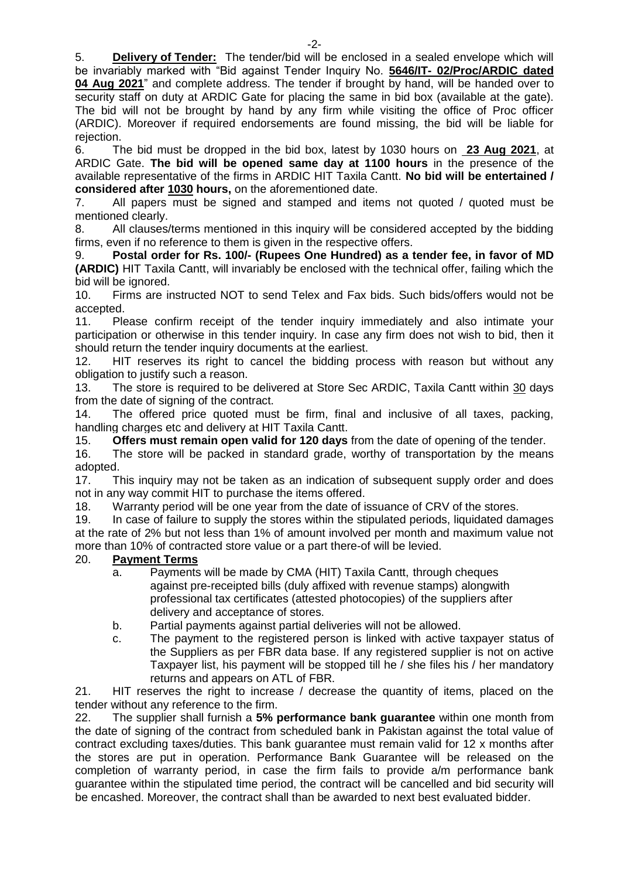5. **Delivery of Tender:** The tender/bid will be enclosed in a sealed envelope which will be invariably marked with "Bid against Tender Inquiry No. **5646/IT- 02/Proc/ARDIC dated 04 Aug 2021**" and complete address. The tender if brought by hand, will be handed over to security staff on duty at ARDIC Gate for placing the same in bid box (available at the gate). The bid will not be brought by hand by any firm while visiting the office of Proc officer (ARDIC). Moreover if required endorsements are found missing, the bid will be liable for rejection.

6. The bid must be dropped in the bid box, latest by 1030 hours on **23 Aug 2021**, at ARDIC Gate. **The bid will be opened same day at 1100 hours** in the presence of the available representative of the firms in ARDIC HIT Taxila Cantt. **No bid will be entertained / considered after 1030 hours,** on the aforementioned date.

7. All papers must be signed and stamped and items not quoted / quoted must be mentioned clearly.

8. All clauses/terms mentioned in this inquiry will be considered accepted by the bidding firms, even if no reference to them is given in the respective offers.

9. **Postal order for Rs. 100/- (Rupees One Hundred) as a tender fee, in favor of MD (ARDIC)** HIT Taxila Cantt, will invariably be enclosed with the technical offer, failing which the bid will be ignored.

10. Firms are instructed NOT to send Telex and Fax bids. Such bids/offers would not be accepted.

11. Please confirm receipt of the tender inquiry immediately and also intimate your participation or otherwise in this tender inquiry. In case any firm does not wish to bid, then it should return the tender inquiry documents at the earliest.

12. HIT reserves its right to cancel the bidding process with reason but without any obligation to justify such a reason.

13. The store is required to be delivered at Store Sec ARDIC, Taxila Cantt within 30 days from the date of signing of the contract.

14. The offered price quoted must be firm, final and inclusive of all taxes, packing, handling charges etc and delivery at HIT Taxila Cantt.

15. **Offers must remain open valid for 120 days** from the date of opening of the tender.

16. The store will be packed in standard grade, worthy of transportation by the means adopted.

17. This inquiry may not be taken as an indication of subsequent supply order and does not in any way commit HIT to purchase the items offered.

18. Warranty period will be one year from the date of issuance of CRV of the stores.

19. In case of failure to supply the stores within the stipulated periods, liquidated damages at the rate of 2% but not less than 1% of amount involved per month and maximum value not more than 10% of contracted store value or a part there-of will be levied.

20. **Payment Terms**

   a. Payments will be made by CMA (HIT) Taxila Cantt, through cheques against pre-receipted bills (duly affixed with revenue stamps) alongwith professional tax certificates (attested photocopies) of the suppliers after delivery and acceptance of stores.

   b. Partial payments against partial deliveries will not be allowed.

   c. The payment to the registered person is linked with active taxpayer status of the Suppliers as per FBR data base. If any registered supplier is not on active Taxpayer list, his payment will be stopped till he / she files his / her mandatory returns and appears on ATL of FBR.

21. HIT reserves the right to increase / decrease the quantity of items, placed on the tender without any reference to the firm.

22. The supplier shall furnish a **5% performance bank guarantee** within one month from the date of signing of the contract from scheduled bank in Pakistan against the total value of contract excluding taxes/duties. This bank guarantee must remain valid for 12 x months after the stores are put in operation. Performance Bank Guarantee will be released on the completion of warranty period, in case the firm fails to provide a/m performance bank guarantee within the stipulated time period, the contract will be cancelled and bid security will be encashed. Moreover, the contract shall than be awarded to next best evaluated bidder.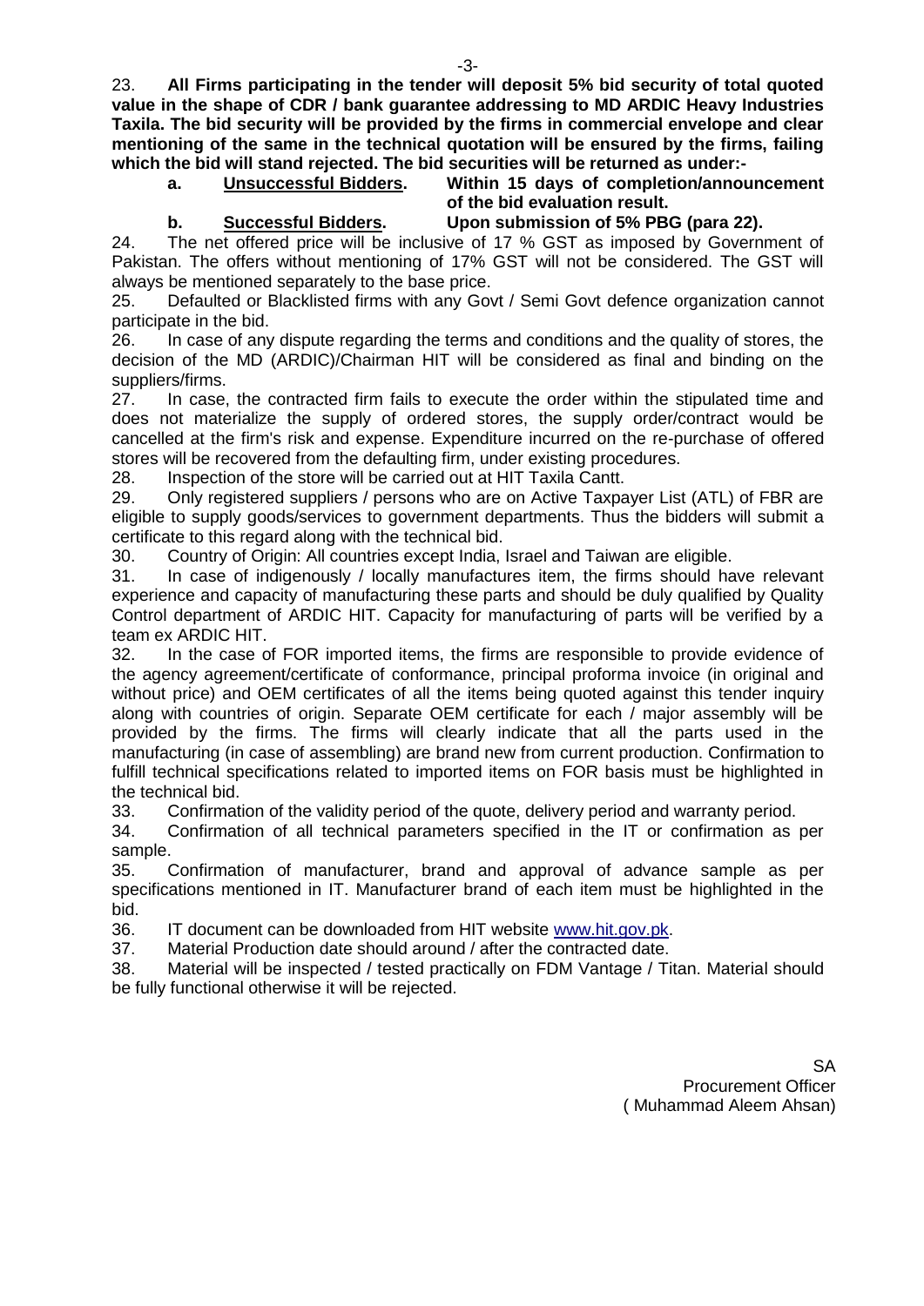23. **All Firms participating in the tender will deposit 5% bid security of total quoted value in the shape of CDR / bank guarantee addressing to MD ARDIC Heavy Industries Taxila. The bid security will be provided by the firms in commercial envelope and clear mentioning of the same in the technical quotation will be ensured by the firms, failing which the bid will stand rejected. The bid securities will be returned as under:-**

   **a. <u>Unsuccessful Bidders</u>. Within 15 days of completion/announcement of the bid evaluation result.**

   **b. <u>Successful Bidders</u>. Upon submission of 5% PBG (para 22).**

24. The net offered price will be inclusive of 17 % GST as imposed by Government of Pakistan. The offers without mentioning of 17% GST will not be considered. The GST will always be mentioned separately to the base price.

25. Defaulted or Blacklisted firms with any Govt / Semi Govt defence organization cannot participate in the bid.

26. In case of any dispute regarding the terms and conditions and the quality of stores, the decision of the MD (ARDIC)/Chairman HIT will be considered as final and binding on the suppliers/firms.

27. In case, the contracted firm fails to execute the order within the stipulated time and does not materialize the supply of ordered stores, the supply order/contract would be cancelled at the firm's risk and expense. Expenditure incurred on the re-purchase of offered stores will be recovered from the defaulting firm, under existing procedures.

28. Inspection of the store will be carried out at HIT Taxila Cantt.

29. Only registered suppliers / persons who are on Active Taxpayer List (ATL) of FBR are eligible to supply goods/services to government departments. Thus the bidders will submit a certificate to this regard along with the technical bid.

30. Country of Origin: All countries except India, Israel and Taiwan are eligible.

31. In case of indigenously / locally manufactures item, the firms should have relevant experience and capacity of manufacturing these parts and should be duly qualified by Quality Control department of ARDIC HIT. Capacity for manufacturing of parts will be verified by a team ex ARDIC HIT.

32. In the case of FOR imported items, the firms are responsible to provide evidence of the agency agreement/certificate of conformance, principal proforma invoice (in original and without price) and OEM certificates of all the items being quoted against this tender inquiry along with countries of origin. Separate OEM certificate for each / major assembly will be provided by the firms. The firms will clearly indicate that all the parts used in the manufacturing (in case of assembling) are brand new from current production. Confirmation to fulfill technical specifications related to imported items on FOR basis must be highlighted in the technical bid.

33. Confirmation of the validity period of the quote, delivery period and warranty period.

34. Confirmation of all technical parameters specified in the IT or confirmation as per sample.

35. Confirmation of manufacturer, brand and approval of advance sample as per specifications mentioned in IT. Manufacturer brand of each item must be highlighted in the bid.

36. IT document can be downloaded from HIT website www.hit.gov.pk.

37. Material Production date should around / after the contracted date.

38. Material will be inspected / tested practically on FDM Vantage / Titan. Material should be fully functional otherwise it will be rejected.

SA
Procurement Officer
( Muhammad Aleem Ahsan)